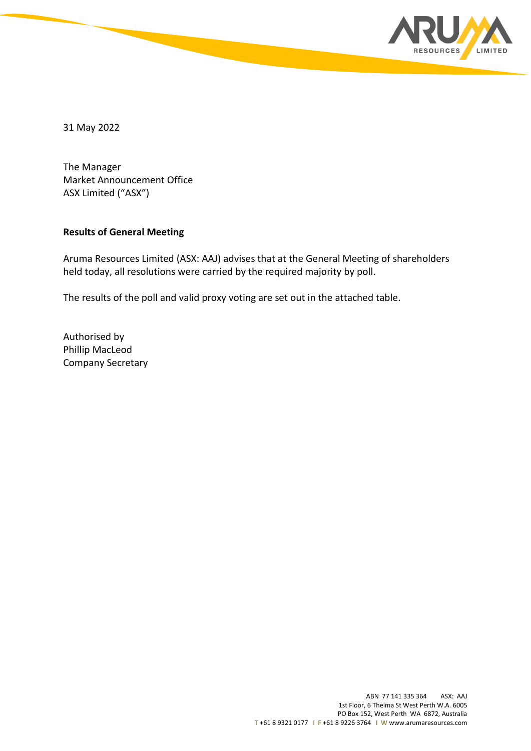31 May 2022

The Manager
Market Announcement Office
ASX Limited ("ASX")

**Results of General Meeting**

Aruma Resources Limited (ASX: AAJ) advises that at the General Meeting of shareholders held today, all resolutions were carried by the required majority by poll.

The results of the poll and valid proxy voting are set out in the attached table.

Authorised by
Phillip MacLeod
Company Secretary

ABN 77 141 335 364 ASX: AAJ
1st Floor, 6 Thelma St West Perth W.A. 6005
PO Box 152, West Perth WA 6872, Australia
T +61 8 9321 0177 I F +61 8 9226 3764 I W www.arumaresources.com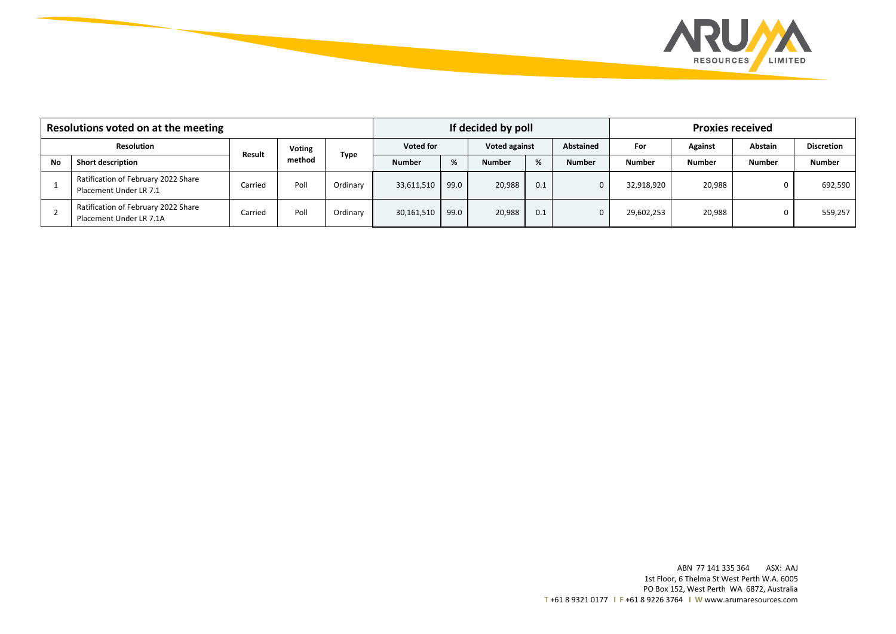| Resolutions voted on at the meeting | | | | | If decided by poll | | | | | Proxies received | | | |
|---|---|---|---|---|---|---|---|---|---|---|---|---|---|
| Resolution | | Result | Voting method | Type | Voted for | | Voted against | | Abstained | For | Against | Abstain | Discretion |
| No | Short description | | | | Number | % | Number | % | Number | Number | Number | Number | Number |
| 1 | Ratification of February 2022 Share Placement Under LR 7.1 | Carried | Poll | Ordinary | 33,611,510 | 99.0 | 20,988 | 0.1 | 0 | 32,918,920 | 20,988 | 0 | 692,590 |
| 2 | Ratification of February 2022 Share Placement Under LR 7.1A | Carried | Poll | Ordinary | 30,161,510 | 99.0 | 20,988 | 0.1 | 0 | 29,602,253 | 20,988 | 0 | 559,257 |

ABN 77 141 335 364 ASX: AAJ
1st Floor, 6 Thelma St West Perth W.A. 6005
PO Box 152, West Perth WA 6872, Australia
T +61 8 9321 0177 I F +61 8 9226 3764 I W www.arumaresources.com